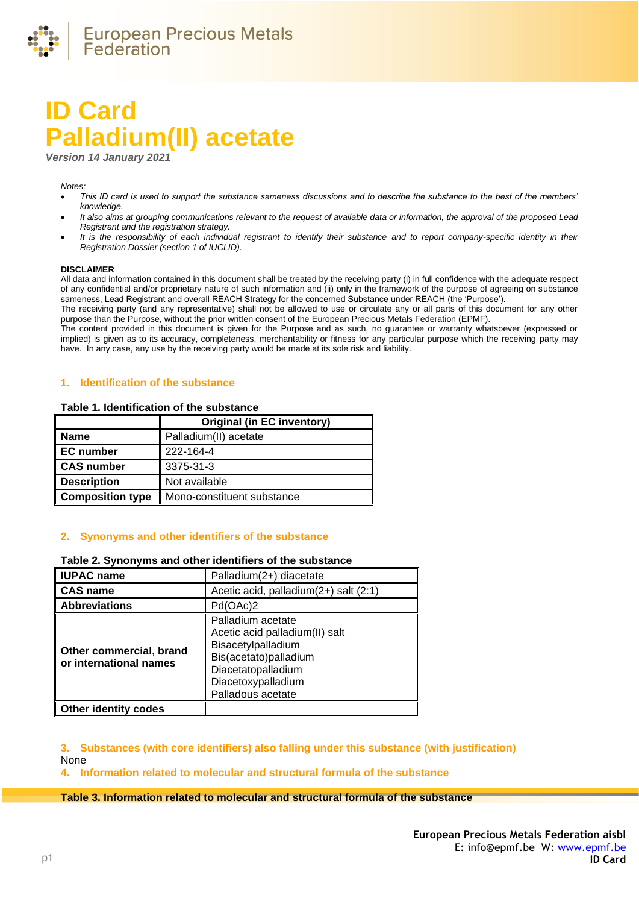# ID Card
# Palladium(II) acetate

*Version 14 January 2021*

*Notes:*

- *This ID card is used to support the substance sameness discussions and to describe the substance to the best of the members' knowledge.*
- *It also aims at grouping communications relevant to the request of available data or information, the approval of the proposed Lead Registrant and the registration strategy.*
- *It is the responsibility of each individual registrant to identify their substance and to report company-specific identity in their Registration Dossier (section 1 of IUCLID).*

**DISCLAIMER**

All data and information contained in this document shall be treated by the receiving party (i) in full confidence with the adequate respect of any confidential and/or proprietary nature of such information and (ii) only in the framework of the purpose of agreeing on substance sameness, Lead Registrant and overall REACH Strategy for the concerned Substance under REACH (the 'Purpose').

The receiving party (and any representative) shall not be allowed to use or circulate any or all parts of this document for any other purpose than the Purpose, without the prior written consent of the European Precious Metals Federation (EPMF).

The content provided in this document is given for the Purpose and as such, no guarantee or warranty whatsoever (expressed or implied) is given as to its accuracy, completeness, merchantability or fitness for any particular purpose which the receiving party may have. In any case, any use by the receiving party would be made at its sole risk and liability.

## 1. Identification of the substance

**Table 1. Identification of the substance**

| | Original (in EC inventory) |
|---|---|
| **Name** | Palladium(II) acetate |
| **EC number** | 222-164-4 |
| **CAS number** | 3375-31-3 |
| **Description** | Not available |
| **Composition type** | Mono-constituent substance |

## 2. Synonyms and other identifiers of the substance

**Table 2. Synonyms and other identifiers of the substance**

| | |
|---|---|
| **IUPAC name** | Palladium(2+) diacetate |
| **CAS name** | Acetic acid, palladium(2+) salt (2:1) |
| **Abbreviations** | Pd(OAc)2 |
| **Other commercial, brand or international names** | Palladium acetate<br>Acetic acid palladium(II) salt<br>Bisacetylpalladium<br>Bis(acetato)palladium<br>Diacetatopalladium<br>Diacetoxypalladium<br>Palladous acetate |
| **Other identity codes** | |

## 3. Substances (with core identifiers) also falling under this substance (with justification)

None

## 4. Information related to molecular and structural formula of the substance

**Table 3. Information related to molecular and structural formula of the substance**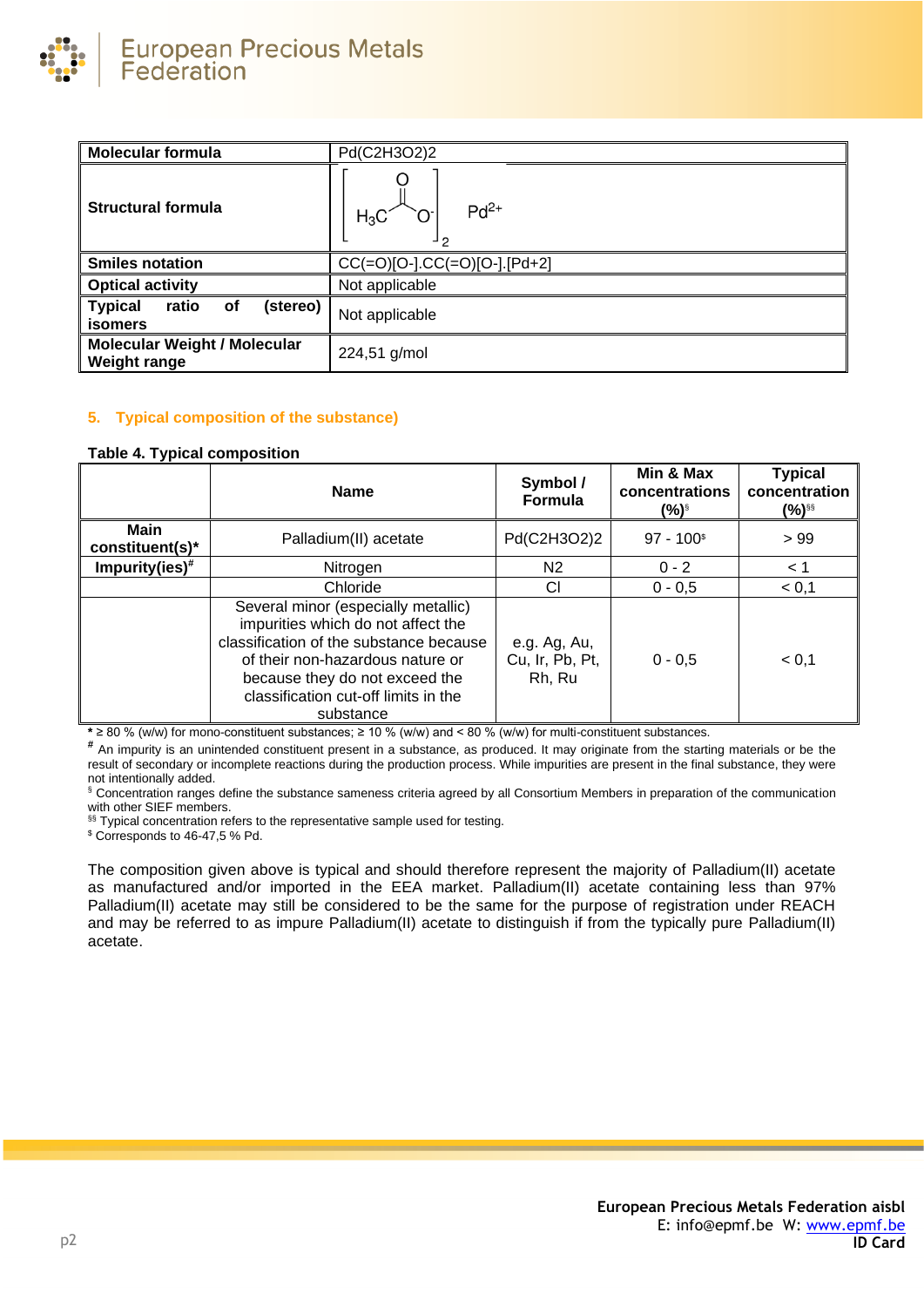| Molecular formula | Pd(C2H3O2)2 |
|---|---|
| Structural formula | $\left[ H_3C-C(=O)-O^- \right]_2 \; Pd^{2+}$ |
| Smiles notation | CC(=O)[O-].CC(=O)[O-].[Pd+2] |
| Optical activity | Not applicable |
| Typical ratio of (stereo) isomers | Not applicable |
| Molecular Weight / Molecular Weight range | 224,51 g/mol |

## 5. Typical composition of the substance)

**Table 4. Typical composition**

| | Name | Symbol / Formula | Min & Max concentrations (%)[§] | Typical concentration (%)[§§] |
|---|---|---|---|---|
| **Main constituent(s)*** | Palladium(II) acetate | Pd(C2H3O2)2 | 97 - 100[$] | > 99 |
| **Impurity(ies)#** | Nitrogen | N2 | 0 - 2 | < 1 |
| | Chloride | Cl | 0 - 0,5 | < 0,1 |
| | Several minor (especially metallic) impurities which do not affect the classification of the substance because of their non-hazardous nature or because they do not exceed the classification cut-off limits in the substance | e.g. Ag, Au, Cu, Ir, Pb, Pt, Rh, Ru | 0 - 0,5 | < 0,1 |

* ≥ 80 % (w/w) for mono-constituent substances; ≥ 10 % (w/w) and < 80 % (w/w) for multi-constituent substances.

# An impurity is an unintended constituent present in a substance, as produced. It may originate from the starting materials or be the result of secondary or incomplete reactions during the production process. While impurities are present in the final substance, they were not intentionally added.

§ Concentration ranges define the substance sameness criteria agreed by all Consortium Members in preparation of the communication with other SIEF members.

§§ Typical concentration refers to the representative sample used for testing.

$ Corresponds to 46-47,5 % Pd.

The composition given above is typical and should therefore represent the majority of Palladium(II) acetate as manufactured and/or imported in the EEA market. Palladium(II) acetate containing less than 97% Palladium(II) acetate may still be considered to be the same for the purpose of registration under REACH and may be referred to as impure Palladium(II) acetate to distinguish it from the typically pure Palladium(II) acetate.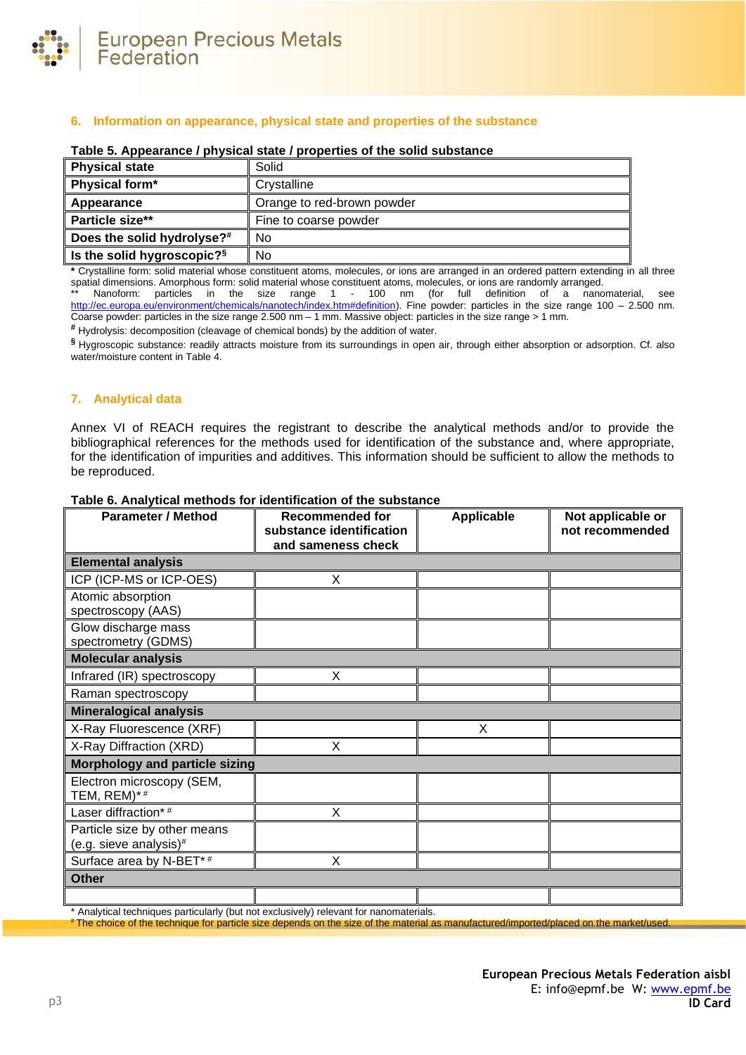## 6. Information on appearance, physical state and properties of the substance

**Table 5. Appearance / physical state / properties of the solid substance**

| **Physical state** | Solid |
|---|---|
| **Physical form*** | Crystalline |
| **Appearance** | Orange to red-brown powder |
| **Particle size**** | Fine to coarse powder |
| **Does the solid hydrolyse?**[#] | No |
| **Is the solid hygroscopic?**[§] | No |

**\*** Crystalline form: solid material whose constituent atoms, molecules, or ions are arranged in an ordered pattern extending in all three spatial dimensions. Amorphous form: solid material whose constituent atoms, molecules, or ions are randomly arranged.
** Nanoform: particles in the size range 1 - 100 nm (for full definition of a nanomaterial, see http://ec.europa.eu/environment/chemicals/nanotech/index.htm#definition). Fine powder: particles in the size range 100 – 2.500 nm. Coarse powder: particles in the size range 2.500 nm – 1 mm. Massive object: particles in the size range > 1 mm.
[#] Hydrolysis: decomposition (cleavage of chemical bonds) by the addition of water.
[§] Hygroscopic substance: readily attracts moisture from its surroundings in open air, through either absorption or adsorption. Cf. also water/moisture content in Table 4.

## 7. Analytical data

Annex VI of REACH requires the registrant to describe the analytical methods and/or to provide the bibliographical references for the methods used for identification of the substance and, where appropriate, for the identification of impurities and additives. This information should be sufficient to allow the methods to be reproduced.

**Table 6. Analytical methods for identification of the substance**

| Parameter / Method | Recommended for substance identification and sameness check | Applicable | Not applicable or not recommended |
|---|---|---|---|
| **Elemental analysis** | | | |
| ICP (ICP-MS or ICP-OES) | X | | |
| Atomic absorption spectroscopy (AAS) | | | |
| Glow discharge mass spectrometry (GDMS) | | | |
| **Molecular analysis** | | | |
| Infrared (IR) spectroscopy | X | | |
| Raman spectroscopy | | | |
| **Mineralogical analysis** | | | |
| X-Ray Fluorescence (XRF) | | X | |
| X-Ray Diffraction (XRD) | X | | |
| **Morphology and particle sizing** | | | |
| Electron microscopy (SEM, TEM, REM)* [#] | | | |
| Laser diffraction* [#] | X | | |
| Particle size by other means (e.g. sieve analysis)[#] | | | |
| Surface area by N-BET* [#] | X | | |
| **Other** | | | |
| | | | |

\* Analytical techniques particularly (but not exclusively) relevant for nanomaterials.
[#] The choice of the technique for particle size depends on the size of the material as manufactured/imported/placed on the market/used.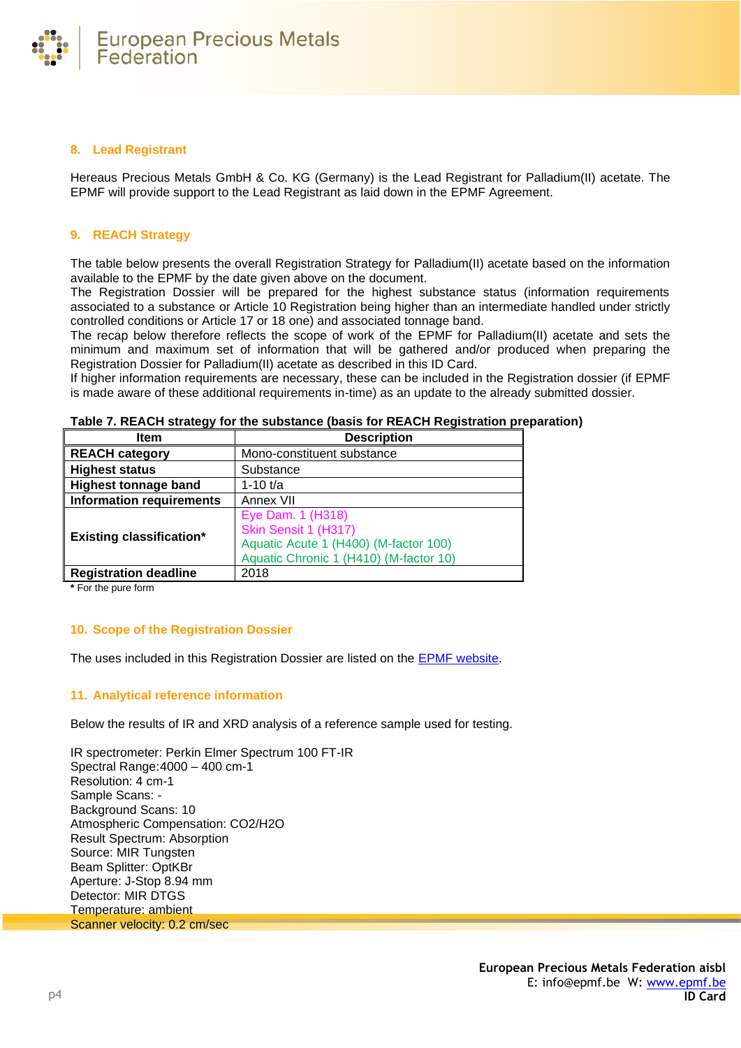## 8. Lead Registrant

Hereaus Precious Metals GmbH & Co. KG (Germany) is the Lead Registrant for Palladium(II) acetate. The EPMF will provide support to the Lead Registrant as laid down in the EPMF Agreement.

## 9. REACH Strategy

The table below presents the overall Registration Strategy for Palladium(II) acetate based on the information available to the EPMF by the date given above on the document.
The Registration Dossier will be prepared for the highest substance status (information requirements associated to a substance or Article 10 Registration being higher than an intermediate handled under strictly controlled conditions or Article 17 or 18 one) and associated tonnage band.
The recap below therefore reflects the scope of work of the EPMF for Palladium(II) acetate and sets the minimum and maximum set of information that will be gathered and/or produced when preparing the Registration Dossier for Palladium(II) acetate as described in this ID Card.
If higher information requirements are necessary, these can be included in the Registration dossier (if EPMF is made aware of these additional requirements in-time) as an update to the already submitted dossier.

**Table 7. REACH strategy for the substance (basis for REACH Registration preparation)**

| Item | Description |
|---|---|
| **REACH category** | Mono-constituent substance |
| **Highest status** | Substance |
| **Highest tonnage band** | 1-10 t/a |
| **Information requirements** | Annex VII |
| **Existing classification*** | Eye Dam. 1 (H318)<br>Skin Sensit 1 (H317)<br>Aquatic Acute 1 (H400) (M-factor 100)<br>Aquatic Chronic 1 (H410) (M-factor 10) |
| **Registration deadline** | 2018 |

**\*** For the pure form

## 10. Scope of the Registration Dossier

The uses included in this Registration Dossier are listed on the [EPMF website](#).

## 11. Analytical reference information

Below the results of IR and XRD analysis of a reference sample used for testing.

IR spectrometer: Perkin Elmer Spectrum 100 FT-IR
Spectral Range:4000 – 400 cm-1
Resolution: 4 cm-1
Sample Scans: -
Background Scans: 10
Atmospheric Compensation: $CO_2$/$H_2O$
Result Spectrum: Absorption
Source: MIR Tungsten
Beam Splitter: OptKBr
Aperture: J-Stop 8.94 mm
Detector: MIR DTGS
Temperature: ambient
Scanner velocity: 0.2 cm/sec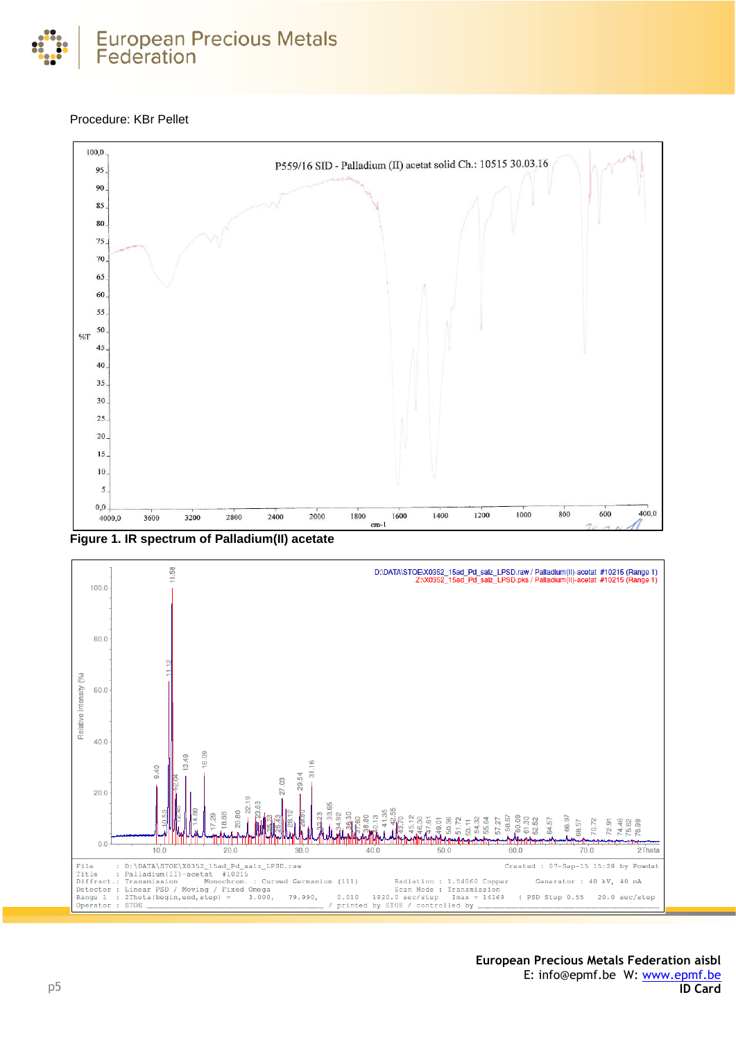Procedure: KBr Pellet

**Figure 1. IR spectrum of Palladium(II) acetate**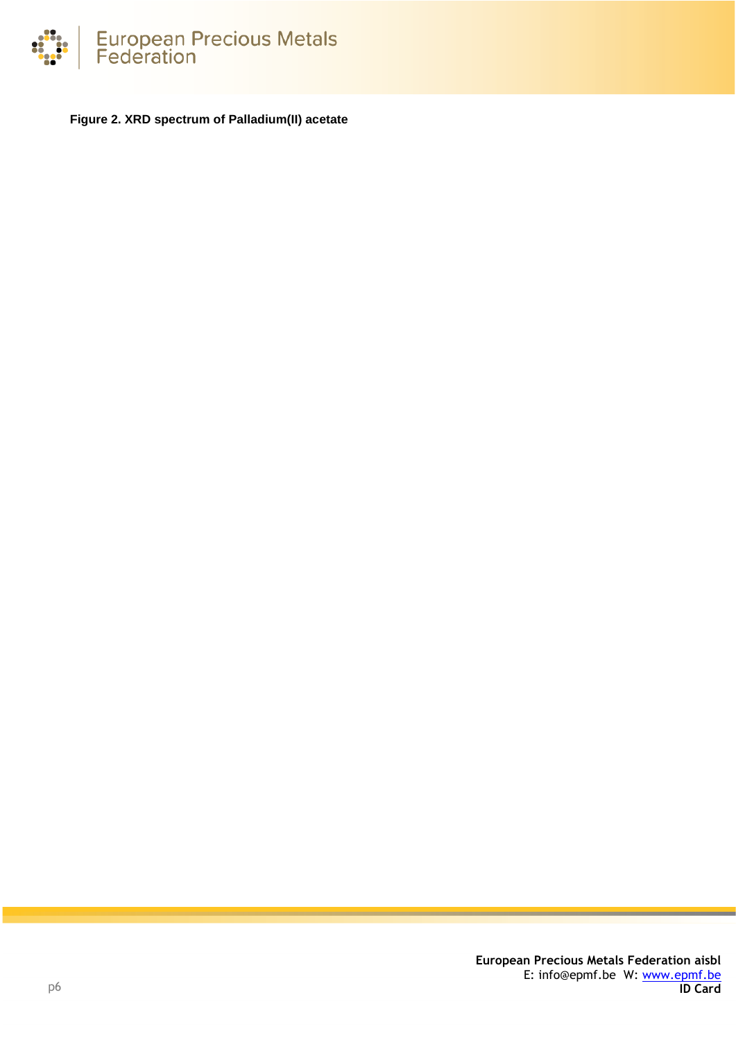**Figure 2. XRD spectrum of Palladium(II) acetate**